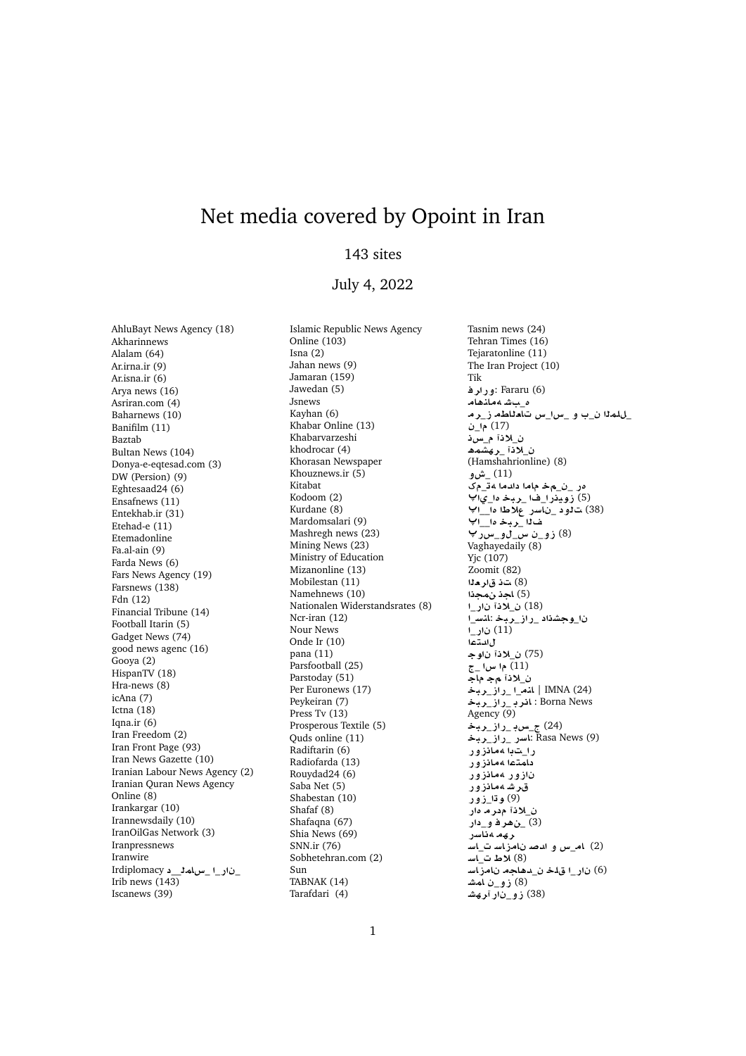# Net media covered by Opoint in Iran

143 sites

July 4, 2022

AhluBayt News Agency (18)
Akharinnews
Alalam (64)
Ar.irna.ir (9)
Ar.isna.ir (6)
Arya news (16)
Asriran.com (4)
Baharnews (10)
Banifilm (11)
Baztab
Bultan News (104)
Donya-e-eqtesad.com (3)
DW (Persion) (9)
Eghtesaad24 (6)
Ensafnews (11)
Entekhab.ir (31)
Etehad-e (11)
Etemadonline
Fa.al-ain (9)
Farda News (6)
Fars News Agency (19)
Farsnews (138)
Fdn (12)
Financial Tribune (14)
Football Itarin (5)
Gadget News (74)
good news agenc (16)
Gooya (2)
HispanTV (18)
Hra-news (8)
icAna (7)
Ictna (18)
Iqna.ir (6)
Iran Freedom (2)
Iran Front Page (93)
Iran News Gazette (10)
Iranian Labour News Agency (2)
Iranian Quran News Agency Online (8)
Irankargar (10)
Irannewsdaily (10)
IranOilGas Network (3)
Iranpressnews
Iranwire
Irdiplomacy د__لماس_ا_ران_
Irib news (143)
Iscanews (39)
Islamic Republic News Agency Online (103)
Isna (2)
Jahan news (9)
Jamaran (159)
Jawedan (5)
Jsnews
Kayhan (6)
Khabar Online (13)
Khabarvarzeshi
khodrocar (4)
Khorasan Newspaper
Khouznews.ir (5)
Kitabat
Kodoom (2)
Kurdane (8)
Mardomsalari (9)
Mashregh news (23)
Mining News (23)
Ministry of Education
Mizanonline (13)
Mobilestan (11)
Namehnews (10)
Nationalen Widerstandsrates (8)
Ncr-iran (12)
Nour News
Onde Ir (10)
pana (11)
Parsfootball (25)
Parstoday (51)
Per Euronews (17)
Peykeiran (7)
Press Tv (13)
Prosperous Textile (5)
Quds online (11)
Radiftarin (6)
Radiofarda (13)
Rouydad24 (6)
Saba Net (5)
Shabestan (10)
Shafaf (8)
Shafaqna (67)
Shia News (69)
SNN.ir (76)
Sobhetehran.com (2)
Sun
TABNAK (14)
Tarafdari (4)
Tasnim news (24)
Tehran Times (16)
Tejaratonline (11)
The Iran Project (10)
Tik
ورارف: Fararu (6)
ه_بش همانهام
_للملا ن_ب و _سا_س تاعلاطم ز_رم ما_ن (17)
ن_لاذآ م_سذ
ن_لاذآ _ریهشمه (Hamshahrionline) (8)
_شو (11)
هر _ن_مخ ماما دادما هتـمک
زوینرا_فا _ربخ ها_ی اپ (5)
تلود _ناسر عالطا ها__اپ (38)
فـلا _ربخ ها__اپ
زو_ن س_لو_س رپ (8)
Vaghayedaily (8)
Yjc (107)
Zoomit (82)
تذ قارعلا (8)
اجد نمجنا (5)
ن_لاذآ نار_ا (18)
نا_وجشناد _راز_ربخ :انسـ_ا
نار_ا (11)
لادتعا
ن_لاذآ ناوج (75)
ما سا _ج (11)
ن_لاذآ مج ماج
انم_ا _راز_ربخ | IMNA (24)
انرب _راز_ربخ : Borna News Agency (9)
ج_سب _راز_ربخ (24)
اسر _راز_ربخ: Rasa News (9)
را_تبا همانزور
دامتعا همانزور
نازور همانزور
قرش همانزور
وتا_زور (9)
ن_لاذآ مدرم هار
_نهرف و_دار (3)
ربهم هناسر
ام_س و ادص نامزاس ت_اس (2)
لاط ت_اس (8)
نار_ا قلخ ن_دهاجم نامزاس (6)
زو_ن لمش (8)
زو_نارآرهش (38)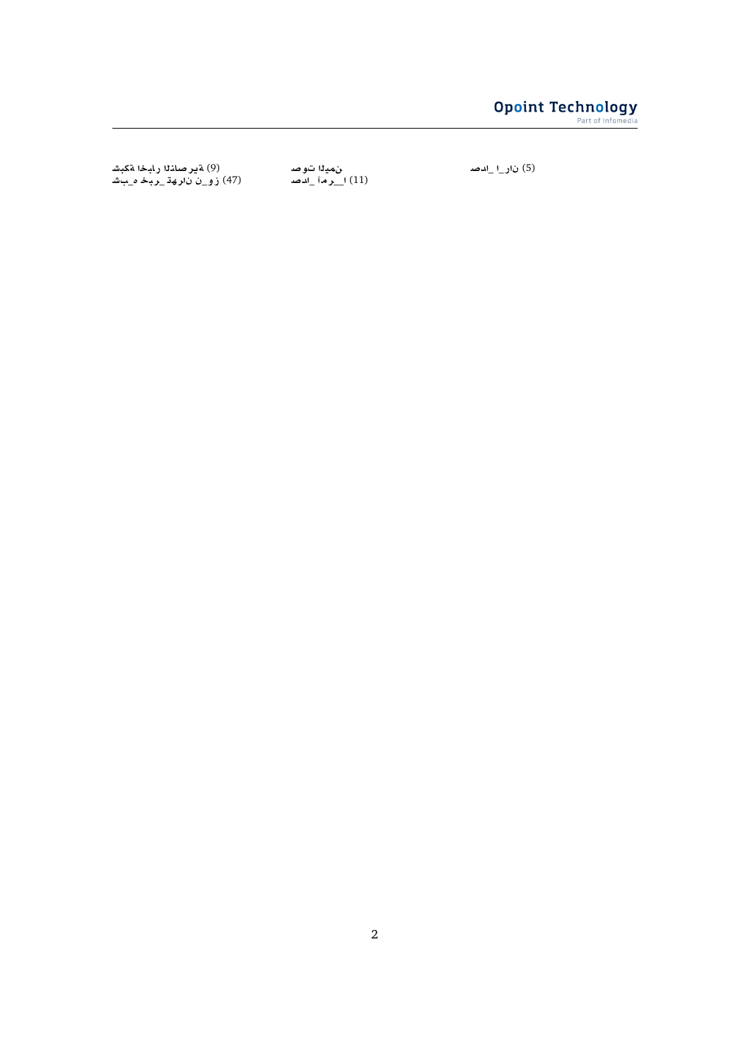(9) ةير صانلا رابخا ةكبش
(47) زو_ن نارهط_ربخ ه_بش

نميلا تو صد
(11) ا__رمآ_ادصد

(5) نار_ا_ادصد